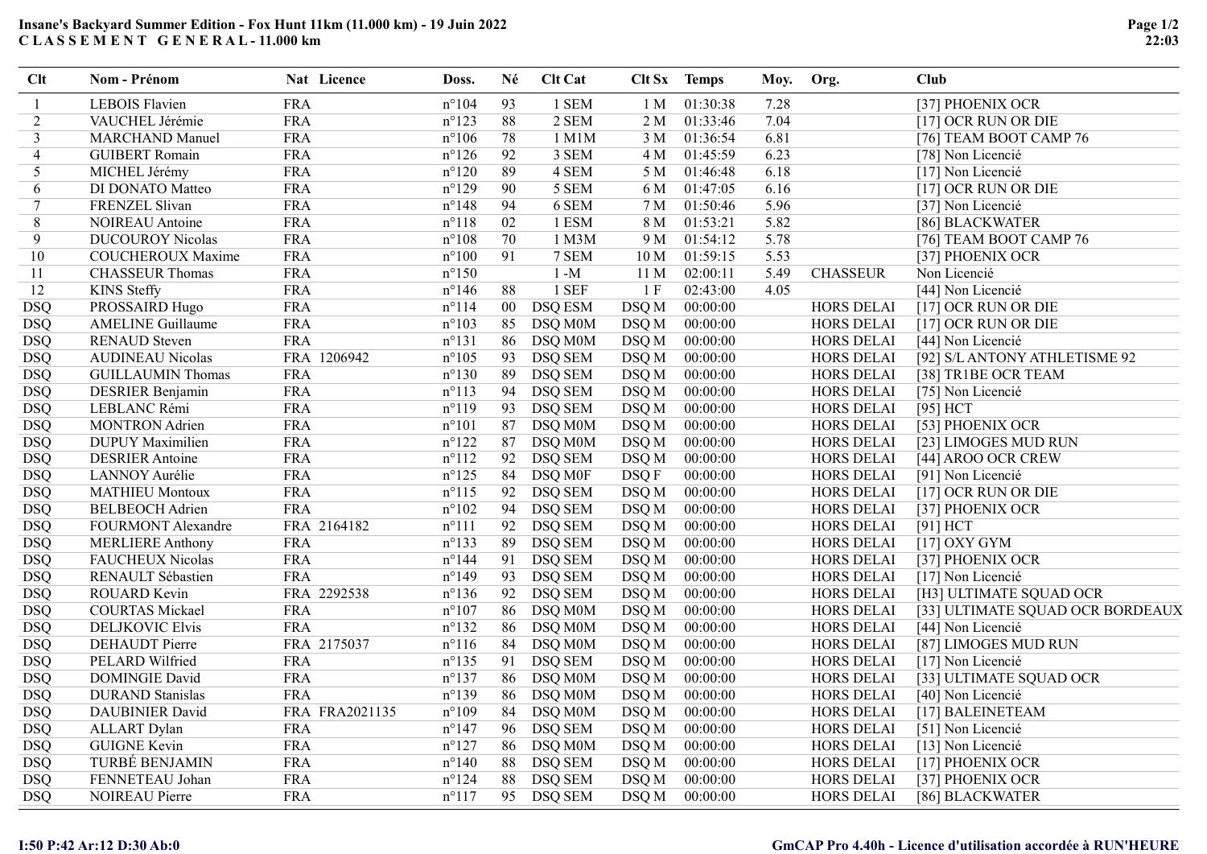# Insane's Backyard Summer Edition - Fox Hunt 11km (11.000 km) - 19 Juin 2022

## C L A S S E M E N T G E N E R A L - 11.000 km

| Clt | Nom - Prénom | Nat | Licence | Doss. | Né | Clt Cat | Clt Sx | Temps | Moy. | Org. | Club |
|---|---|---|---|---|---|---|---|---|---|---|---|
| 1 | LEBOIS Flavien | FRA | | n°104 | 93 | 1 SEM | 1 M | 01:30:38 | 7.28 | | [37] PHOENIX OCR |
| 2 | VAUCHEL Jérémie | FRA | | n°123 | 88 | 2 SEM | 2 M | 01:33:46 | 7.04 | | [17] OCR RUN OR DIE |
| 3 | MARCHAND Manuel | FRA | | n°106 | 78 | 1 M1M | 3 M | 01:36:54 | 6.81 | | [76] TEAM BOOT CAMP 76 |
| 4 | GUIBERT Romain | FRA | | n°126 | 92 | 3 SEM | 4 M | 01:45:59 | 6.23 | | [78] Non Licencié |
| 5 | MICHEL Jérémy | FRA | | n°120 | 89 | 4 SEM | 5 M | 01:46:48 | 6.18 | | [17] Non Licencié |
| 6 | DI DONATO Matteo | FRA | | n°129 | 90 | 5 SEM | 6 M | 01:47:05 | 6.16 | | [17] OCR RUN OR DIE |
| 7 | FRENZEL Slivan | FRA | | n°148 | 94 | 6 SEM | 7 M | 01:50:46 | 5.96 | | [37] Non Licencié |
| 8 | NOIREAU Antoine | FRA | | n°118 | 02 | 1 ESM | 8 M | 01:53:21 | 5.82 | | [86] BLACKWATER |
| 9 | DUCOUROY Nicolas | FRA | | n°108 | 70 | 1 M3M | 9 M | 01:54:12 | 5.78 | | [76] TEAM BOOT CAMP 76 |
| 10 | COUCHEROUX Maxime | FRA | | n°100 | 91 | 7 SEM | 10 M | 01:59:15 | 5.53 | | [37] PHOENIX OCR |
| 11 | CHASSEUR Thomas | FRA | | n°150 | | 1 -M | 11 M | 02:00:11 | 5.49 | CHASSEUR | Non Licencié |
| 12 | KINS Steffy | FRA | | n°146 | 88 | 1 SEF | 1 F | 02:43:00 | 4.05 | | [44] Non Licencié |
| DSQ | PROSSAIRD Hugo | FRA | | n°114 | 00 | DSQ ESM | DSQ M | 00:00:00 | | HORS DELAI | [17] OCR RUN OR DIE |
| DSQ | AMELINE Guillaume | FRA | | n°103 | 85 | DSQ M0M | DSQ M | 00:00:00 | | HORS DELAI | [17] OCR RUN OR DIE |
| DSQ | RENAUD Steven | FRA | | n°131 | 86 | DSQ M0M | DSQ M | 00:00:00 | | HORS DELAI | [44] Non Licencié |
| DSQ | AUDINEAU Nicolas | FRA | 1206942 | n°105 | 93 | DSQ SEM | DSQ M | 00:00:00 | | HORS DELAI | [92] S/L ANTONY ATHLETISME 92 |
| DSQ | GUILLAUMIN Thomas | FRA | | n°130 | 89 | DSQ SEM | DSQ M | 00:00:00 | | HORS DELAI | [38] TR1BE OCR TEAM |
| DSQ | DESRIER Benjamin | FRA | | n°113 | 94 | DSQ SEM | DSQ M | 00:00:00 | | HORS DELAI | [75] Non Licencié |
| DSQ | LEBLANC Rémi | FRA | | n°119 | 93 | DSQ SEM | DSQ M | 00:00:00 | | HORS DELAI | [95] HCT |
| DSQ | MONTRON Adrien | FRA | | n°101 | 87 | DSQ M0M | DSQ M | 00:00:00 | | HORS DELAI | [53] PHOENIX OCR |
| DSQ | DUPUY Maximilien | FRA | | n°122 | 87 | DSQ M0M | DSQ M | 00:00:00 | | HORS DELAI | [23] LIMOGES MUD RUN |
| DSQ | DESRIER Antoine | FRA | | n°112 | 92 | DSQ SEM | DSQ M | 00:00:00 | | HORS DELAI | [44] AROO OCR CREW |
| DSQ | LANNOY Aurélie | FRA | | n°125 | 84 | DSQ M0F | DSQ F | 00:00:00 | | HORS DELAI | [91] Non Licencié |
| DSQ | MATHIEU Montoux | FRA | | n°115 | 92 | DSQ SEM | DSQ M | 00:00:00 | | HORS DELAI | [17] OCR RUN OR DIE |
| DSQ | BELBEOCH Adrien | FRA | | n°102 | 94 | DSQ SEM | DSQ M | 00:00:00 | | HORS DELAI | [37] PHOENIX OCR |
| DSQ | FOURMONT Alexandre | FRA | 2164182 | n°111 | 92 | DSQ SEM | DSQ M | 00:00:00 | | HORS DELAI | [91] HCT |
| DSQ | MERLIERE Anthony | FRA | | n°133 | 89 | DSQ SEM | DSQ M | 00:00:00 | | HORS DELAI | [17] OXY GYM |
| DSQ | FAUCHEUX Nicolas | FRA | | n°144 | 91 | DSQ SEM | DSQ M | 00:00:00 | | HORS DELAI | [37] PHOENIX OCR |
| DSQ | RENAULT Sébastien | FRA | | n°149 | 93 | DSQ SEM | DSQ M | 00:00:00 | | HORS DELAI | [17] Non Licencié |
| DSQ | ROUARD Kevin | FRA | 2292538 | n°136 | 92 | DSQ SEM | DSQ M | 00:00:00 | | HORS DELAI | [H3] ULTIMATE SQUAD OCR |
| DSQ | COURTAS Mickael | FRA | | n°107 | 86 | DSQ M0M | DSQ M | 00:00:00 | | HORS DELAI | [33] ULTIMATE SQUAD OCR BORDEAUX |
| DSQ | DELJKOVIC Elvis | FRA | | n°132 | 86 | DSQ M0M | DSQ M | 00:00:00 | | HORS DELAI | [44] Non Licencié |
| DSQ | DEHAUDT Pierre | FRA | 2175037 | n°116 | 84 | DSQ M0M | DSQ M | 00:00:00 | | HORS DELAI | [87] LIMOGES MUD RUN |
| DSQ | PELARD Wilfried | FRA | | n°135 | 91 | DSQ SEM | DSQ M | 00:00:00 | | HORS DELAI | [17] Non Licencié |
| DSQ | DOMINGIE David | FRA | | n°137 | 86 | DSQ M0M | DSQ M | 00:00:00 | | HORS DELAI | [33] ULTIMATE SQUAD OCR |
| DSQ | DURAND Stanislas | FRA | | n°139 | 86 | DSQ M0M | DSQ M | 00:00:00 | | HORS DELAI | [40] Non Licencié |
| DSQ | DAUBINIER David | FRA | FRA2021135 | n°109 | 84 | DSQ M0M | DSQ M | 00:00:00 | | HORS DELAI | [17] BALEINETEAM |
| DSQ | ALLART Dylan | FRA | | n°147 | 96 | DSQ SEM | DSQ M | 00:00:00 | | HORS DELAI | [51] Non Licencié |
| DSQ | GUIGNE Kevin | FRA | | n°127 | 86 | DSQ M0M | DSQ M | 00:00:00 | | HORS DELAI | [13] Non Licencié |
| DSQ | TURBÉ BENJAMIN | FRA | | n°140 | 88 | DSQ SEM | DSQ M | 00:00:00 | | HORS DELAI | [17] PHOENIX OCR |
| DSQ | FENNETEAU Johan | FRA | | n°124 | 88 | DSQ SEM | DSQ M | 00:00:00 | | HORS DELAI | [37] PHOENIX OCR |
| DSQ | NOIREAU Pierre | FRA | | n°117 | 95 | DSQ SEM | DSQ M | 00:00:00 | | HORS DELAI | [86] BLACKWATER |

I:50 P:42 Ar:12 D:30 Ab:0

GmCAP Pro 4.40h - Licence d'utilisation accordée à RUN'HEURE